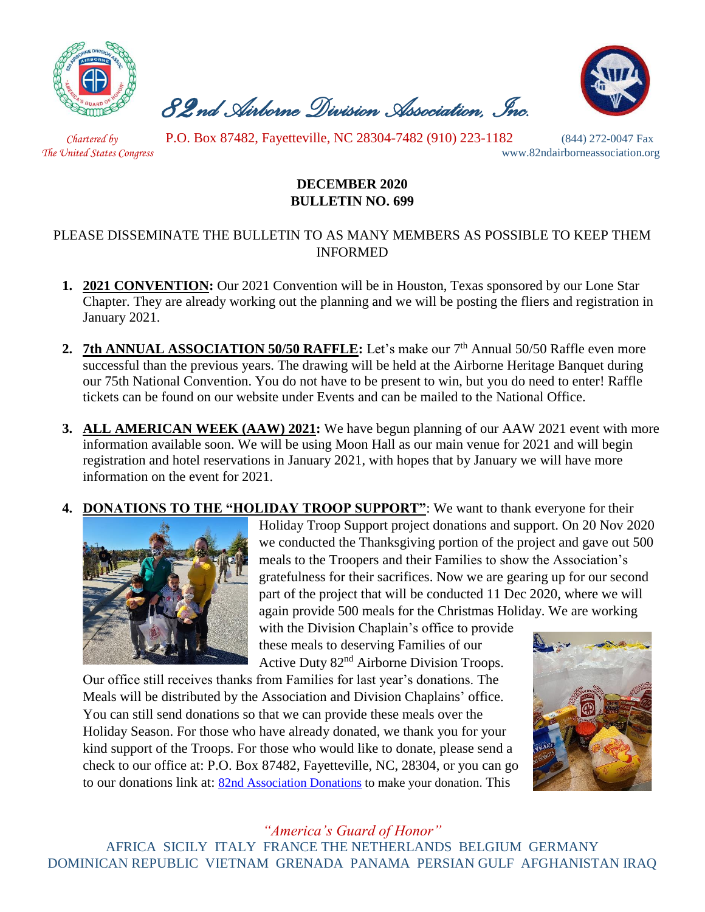# 82nd Airborne Division Association, Inc.

*Chartered by The United States Congress*

P.O. Box 87482, Fayetteville, NC 28304-7482 (910) 223-1182 (844) 272-0047 Fax
www.82ndairborneassociation.org

**DECEMBER 2020**
**BULLETIN NO. 699**

PLEASE DISSEMINATE THE BULLETIN TO AS MANY MEMBERS AS POSSIBLE TO KEEP THEM INFORMED

1. **2021 CONVENTION:** Our 2021 Convention will be in Houston, Texas sponsored by our Lone Star Chapter. They are already working out the planning and we will be posting the fliers and registration in January 2021.

2. **7th ANNUAL ASSOCIATION 50/50 RAFFLE:** Let's make our 7th Annual 50/50 Raffle even more successful than the previous years. The drawing will be held at the Airborne Heritage Banquet during our 75th National Convention. You do not have to be present to win, but you do need to enter! Raffle tickets can be found on our website under Events and can be mailed to the National Office.

3. **ALL AMERICAN WEEK (AAW) 2021:** We have begun planning of our AAW 2021 event with more information available soon. We will be using Moon Hall as our main venue for 2021 and will begin registration and hotel reservations in January 2021, with hopes that by January we will have more information on the event for 2021.

4. **DONATIONS TO THE "HOLIDAY TROOP SUPPORT"**: We want to thank everyone for their Holiday Troop Support project donations and support. On 20 Nov 2020 we conducted the Thanksgiving portion of the project and gave out 500 meals to the Troopers and their Families to show the Association's gratefulness for their sacrifices. Now we are gearing up for our second part of the project that will be conducted 11 Dec 2020, where we will again provide 500 meals for the Christmas Holiday. We are working with the Division Chaplain's office to provide these meals to deserving Families of our Active Duty 82nd Airborne Division Troops. Our office still receives thanks from Families for last year's donations. The Meals will be distributed by the Association and Division Chaplains' office. You can still send donations so that we can provide these meals over the Holiday Season. For those who have already donated, we thank you for your kind support of the Troops. For those who would like to donate, please send a check to our office at: P.O. Box 87482, Fayetteville, NC, 28304, or you can go to our donations link at: [82nd Association Donations] to make your donation. This

*"America's Guard of Honor"*

AFRICA SICILY ITALY FRANCE THE NETHERLANDS BELGIUM GERMANY DOMINICAN REPUBLIC VIETNAM GRENADA PANAMA PERSIAN GULF AFGHANISTAN IRAQ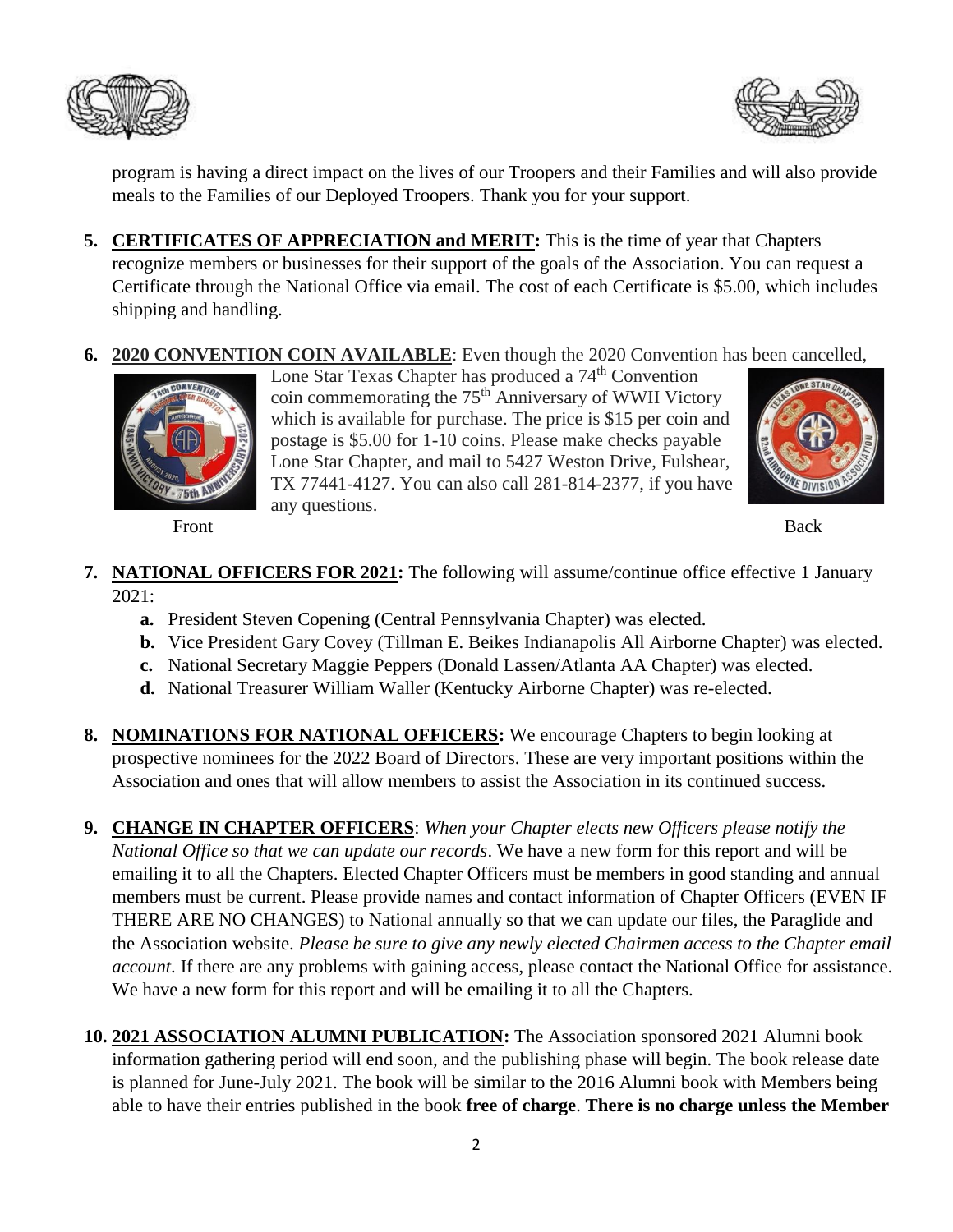program is having a direct impact on the lives of our Troopers and their Families and will also provide meals to the Families of our Deployed Troopers. Thank you for your support.

5. **CERTIFICATES OF APPRECIATION and MERIT:** This is the time of year that Chapters recognize members or businesses for their support of the goals of the Association. You can request a Certificate through the National Office via email. The cost of each Certificate is $5.00, which includes shipping and handling.

6. **2020 CONVENTION COIN AVAILABLE**: Even though the 2020 Convention has been cancelled, Lone Star Texas Chapter has produced a 74th Convention coin commemorating the 75th Anniversary of WWII Victory which is available for purchase. The price is $15 per coin and postage is $5.00 for 1-10 coins. Please make checks payable Lone Star Chapter, and mail to 5427 Weston Drive, Fulshear, TX 77441-4127. You can also call 281-814-2377, if you have any questions.

   Front Back

7. **NATIONAL OFFICERS FOR 2021:** The following will assume/continue office effective 1 January 2021:
   a. President Steven Copening (Central Pennsylvania Chapter) was elected.
   b. Vice President Gary Covey (Tillman E. Beikes Indianapolis All Airborne Chapter) was elected.
   c. National Secretary Maggie Peppers (Donald Lassen/Atlanta AA Chapter) was elected.
   d. National Treasurer William Waller (Kentucky Airborne Chapter) was re-elected.

8. **NOMINATIONS FOR NATIONAL OFFICERS:** We encourage Chapters to begin looking at prospective nominees for the 2022 Board of Directors. These are very important positions within the Association and ones that will allow members to assist the Association in its continued success.

9. **CHANGE IN CHAPTER OFFICERS**: *When your Chapter elects new Officers please notify the National Office so that we can update our records*. We have a new form for this report and will be emailing it to all the Chapters. Elected Chapter Officers must be members in good standing and annual members must be current. Please provide names and contact information of Chapter Officers (EVEN IF THERE ARE NO CHANGES) to National annually so that we can update our files, the Paraglide and the Association website. *Please be sure to give any newly elected Chairmen access to the Chapter email account*. If there are any problems with gaining access, please contact the National Office for assistance. We have a new form for this report and will be emailing it to all the Chapters.

10. **2021 ASSOCIATION ALUMNI PUBLICATION:** The Association sponsored 2021 Alumni book information gathering period will end soon, and the publishing phase will begin. The book release date is planned for June-July 2021. The book will be similar to the 2016 Alumni book with Members being able to have their entries published in the book **free of charge**. **There is no charge unless the Member**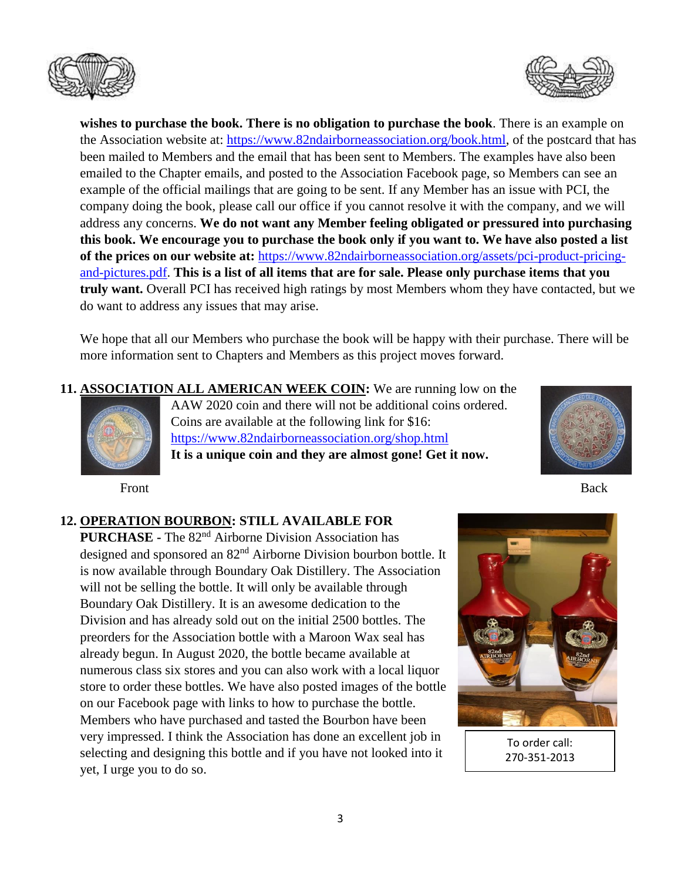**wishes to purchase the book. There is no obligation to purchase the book**. There is an example on the Association website at: https://www.82ndairborneassociation.org/book.html, of the postcard that has been mailed to Members and the email that has been sent to Members. The examples have also been emailed to the Chapter emails, and posted to the Association Facebook page, so Members can see an example of the official mailings that are going to be sent. If any Member has an issue with PCI, the company doing the book, please call our office if you cannot resolve it with the company, and we will address any concerns. **We do not want any Member feeling obligated or pressured into purchasing this book. We encourage you to purchase the book only if you want to. We have also posted a list of the prices on our website at:** https://www.82ndairborneassociation.org/assets/pci-product-pricing-and-pictures.pdf. **This is a list of all items that are for sale. Please only purchase items that you truly want.** Overall PCI has received high ratings by most Members whom they have contacted, but we do want to address any issues that may arise.

We hope that all our Members who purchase the book will be happy with their purchase. There will be more information sent to Chapters and Members as this project moves forward.

11. **ASSOCIATION ALL AMERICAN WEEK COIN:** We are running low on the AAW 2020 coin and there will not be additional coins ordered. Coins are available at the following link for $16: https://www.82ndairborneassociation.org/shop.html
**It is a unique coin and they are almost gone! Get it now.**

Front

Back

12. **OPERATION BOURBON: STILL AVAILABLE FOR PURCHASE -** The 82nd Airborne Division Association has designed and sponsored an 82nd Airborne Division bourbon bottle. It is now available through Boundary Oak Distillery. The Association will not be selling the bottle. It will only be available through Boundary Oak Distillery. It is an awesome dedication to the Division and has already sold out on the initial 2500 bottles. The preorders for the Association bottle with a Maroon Wax seal has already begun. In August 2020, the bottle became available at numerous class six stores and you can also work with a local liquor store to order these bottles. We have also posted images of the bottle on our Facebook page with links to how to purchase the bottle. Members who have purchased and tasted the Bourbon have been very impressed. I think the Association has done an excellent job in selecting and designing this bottle and if you have not looked into it yet, I urge you to do so.

To order call:
270-351-2013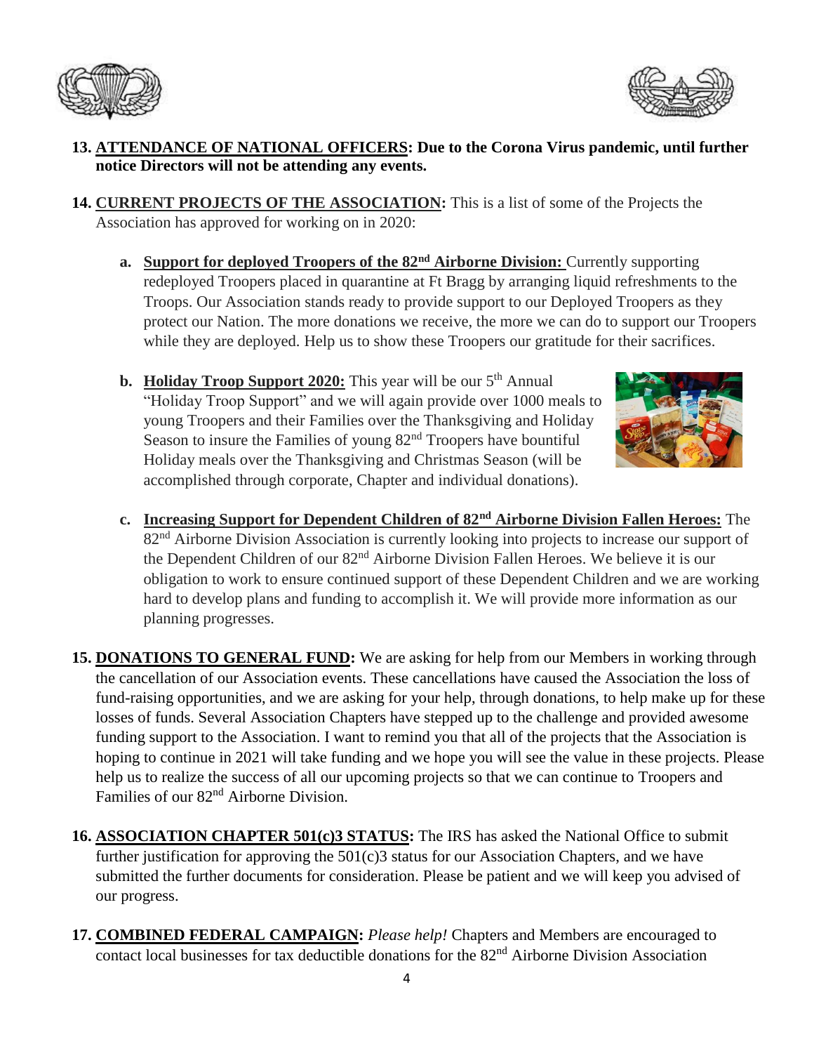13. **ATTENDANCE OF NATIONAL OFFICERS: Due to the Corona Virus pandemic, until further notice Directors will not be attending any events.**

14. **CURRENT PROJECTS OF THE ASSOCIATION:** This is a list of some of the Projects the Association has approved for working on in 2020:

    a. **Support for deployed Troopers of the 82nd Airborne Division:** Currently supporting redeployed Troopers placed in quarantine at Ft Bragg by arranging liquid refreshments to the Troops. Our Association stands ready to provide support to our Deployed Troopers as they protect our Nation. The more donations we receive, the more we can do to support our Troopers while they are deployed. Help us to show these Troopers our gratitude for their sacrifices.

    b. **Holiday Troop Support 2020:** This year will be our 5th Annual "Holiday Troop Support" and we will again provide over 1000 meals to young Troopers and their Families over the Thanksgiving and Holiday Season to insure the Families of young 82nd Troopers have bountiful Holiday meals over the Thanksgiving and Christmas Season (will be accomplished through corporate, Chapter and individual donations).

    c. **Increasing Support for Dependent Children of 82nd Airborne Division Fallen Heroes:** The 82nd Airborne Division Association is currently looking into projects to increase our support of the Dependent Children of our 82nd Airborne Division Fallen Heroes. We believe it is our obligation to work to ensure continued support of these Dependent Children and we are working hard to develop plans and funding to accomplish it. We will provide more information as our planning progresses.

15. **DONATIONS TO GENERAL FUND:** We are asking for help from our Members in working through the cancellation of our Association events. These cancellations have caused the Association the loss of fund-raising opportunities, and we are asking for your help, through donations, to help make up for these losses of funds. Several Association Chapters have stepped up to the challenge and provided awesome funding support to the Association. I want to remind you that all of the projects that the Association is hoping to continue in 2021 will take funding and we hope you will see the value in these projects. Please help us to realize the success of all our upcoming projects so that we can continue to Troopers and Families of our 82nd Airborne Division.

16. **ASSOCIATION CHAPTER 501(c)3 STATUS:** The IRS has asked the National Office to submit further justification for approving the 501(c)3 status for our Association Chapters, and we have submitted the further documents for consideration. Please be patient and we will keep you advised of our progress.

17. **COMBINED FEDERAL CAMPAIGN:** *Please help!* Chapters and Members are encouraged to contact local businesses for tax deductible donations for the 82nd Airborne Division Association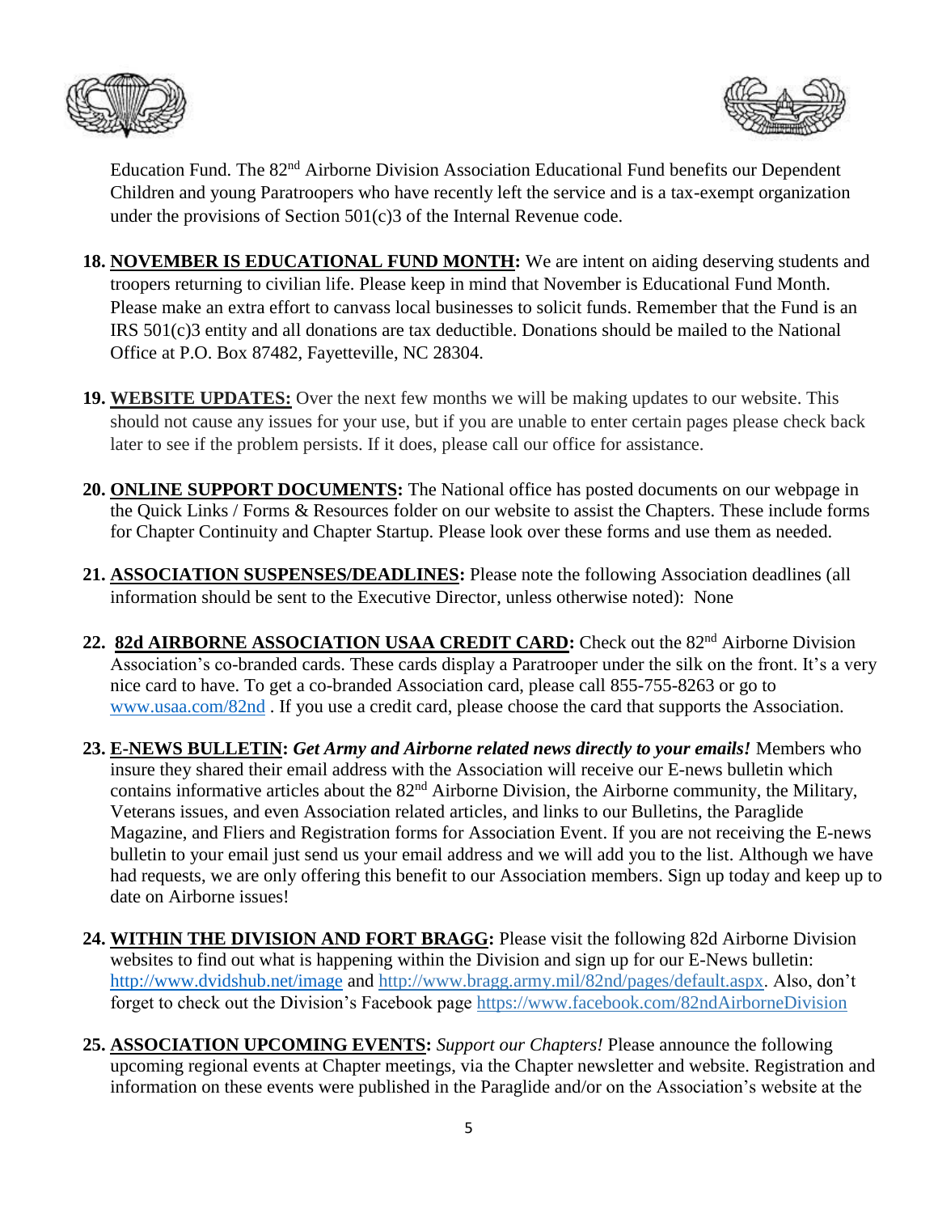Education Fund. The 82nd Airborne Division Association Educational Fund benefits our Dependent Children and young Paratroopers who have recently left the service and is a tax-exempt organization under the provisions of Section 501(c)3 of the Internal Revenue code.

18. **NOVEMBER IS EDUCATIONAL FUND MONTH:** We are intent on aiding deserving students and troopers returning to civilian life. Please keep in mind that November is Educational Fund Month. Please make an extra effort to canvass local businesses to solicit funds. Remember that the Fund is an IRS 501(c)3 entity and all donations are tax deductible. Donations should be mailed to the National Office at P.O. Box 87482, Fayetteville, NC 28304.

19. **WEBSITE UPDATES:** Over the next few months we will be making updates to our website. This should not cause any issues for your use, but if you are unable to enter certain pages please check back later to see if the problem persists. If it does, please call our office for assistance.

20. **ONLINE SUPPORT DOCUMENTS:** The National office has posted documents on our webpage in the Quick Links / Forms & Resources folder on our website to assist the Chapters. These include forms for Chapter Continuity and Chapter Startup. Please look over these forms and use them as needed.

21. **ASSOCIATION SUSPENSES/DEADLINES:** Please note the following Association deadlines (all information should be sent to the Executive Director, unless otherwise noted): None

22. **82d AIRBORNE ASSOCIATION USAA CREDIT CARD:** Check out the 82nd Airborne Division Association's co-branded cards. These cards display a Paratrooper under the silk on the front. It's a very nice card to have. To get a co-branded Association card, please call 855-755-8263 or go to www.usaa.com/82nd . If you use a credit card, please choose the card that supports the Association.

23. **E-NEWS BULLETIN:** ***Get Army and Airborne related news directly to your emails!*** Members who insure they shared their email address with the Association will receive our E-news bulletin which contains informative articles about the 82nd Airborne Division, the Airborne community, the Military, Veterans issues, and even Association related articles, and links to our Bulletins, the Paraglide Magazine, and Fliers and Registration forms for Association Event. If you are not receiving the E-news bulletin to your email just send us your email address and we will add you to the list. Although we have had requests, we are only offering this benefit to our Association members. Sign up today and keep up to date on Airborne issues!

24. **WITHIN THE DIVISION AND FORT BRAGG:** Please visit the following 82d Airborne Division websites to find out what is happening within the Division and sign up for our E-News bulletin: http://www.dvidshub.net/image and http://www.bragg.army.mil/82nd/pages/default.aspx. Also, don't forget to check out the Division's Facebook page https://www.facebook.com/82ndAirborneDivision

25. **ASSOCIATION UPCOMING EVENTS:** *Support our Chapters!* Please announce the following upcoming regional events at Chapter meetings, via the Chapter newsletter and website. Registration and information on these events were published in the Paraglide and/or on the Association's website at the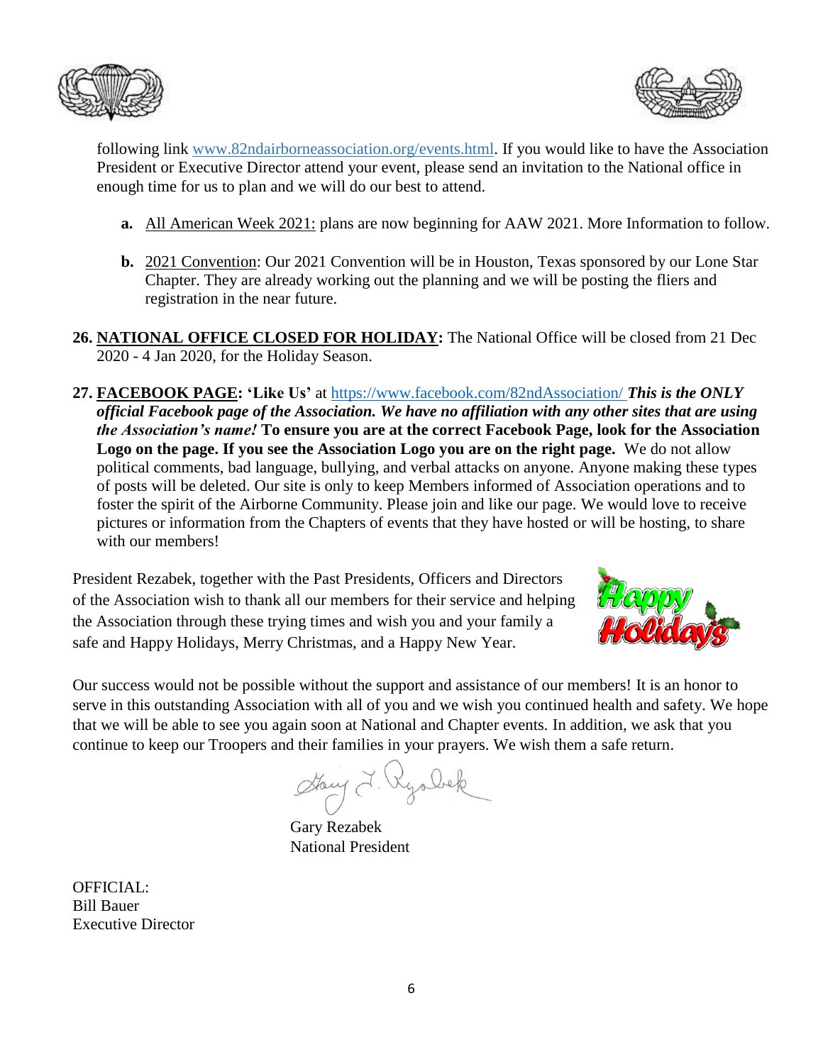following link [www.82ndairborneassociation.org/events.html](www.82ndairborneassociation.org/events.html). If you would like to have the Association President or Executive Director attend your event, please send an invitation to the National office in enough time for us to plan and we will do our best to attend.

**a.** <u>All American Week 2021:</u> plans are now beginning for AAW 2021. More Information to follow.

**b.** <u>2021 Convention</u>: Our 2021 Convention will be in Houston, Texas sponsored by our Lone Star Chapter. They are already working out the planning and we will be posting the fliers and registration in the near future.

**26. <u>NATIONAL OFFICE CLOSED FOR HOLIDAY</u>:** The National Office will be closed from 21 Dec 2020 - 4 Jan 2020, for the Holiday Season.

**27. <u>FACEBOOK PAGE</u>: 'Like Us'** at [https://www.facebook.com/82ndAssociation/](https://www.facebook.com/82ndAssociation/) ***This is the ONLY official Facebook page of the Association. We have no affiliation with any other sites that are using the Association's name!*** **To ensure you are at the correct Facebook Page, look for the Association Logo on the page. If you see the Association Logo you are on the right page.** We do not allow political comments, bad language, bullying, and verbal attacks on anyone. Anyone making these types of posts will be deleted. Our site is only to keep Members informed of Association operations and to foster the spirit of the Airborne Community. Please join and like our page. We would love to receive pictures or information from the Chapters of events that they have hosted or will be hosting, to share with our members!

President Rezabek, together with the Past Presidents, Officers and Directors of the Association wish to thank all our members for their service and helping the Association through these trying times and wish you and your family a safe and Happy Holidays, Merry Christmas, and a Happy New Year.

Our success would not be possible without the support and assistance of our members! It is an honor to serve in this outstanding Association with all of you and we wish you continued health and safety. We hope that we will be able to see you again soon at National and Chapter events. In addition, we ask that you continue to keep our Troopers and their families in your prayers. We wish them a safe return.

Gary Rezabek
National President

OFFICIAL:
Bill Bauer
Executive Director